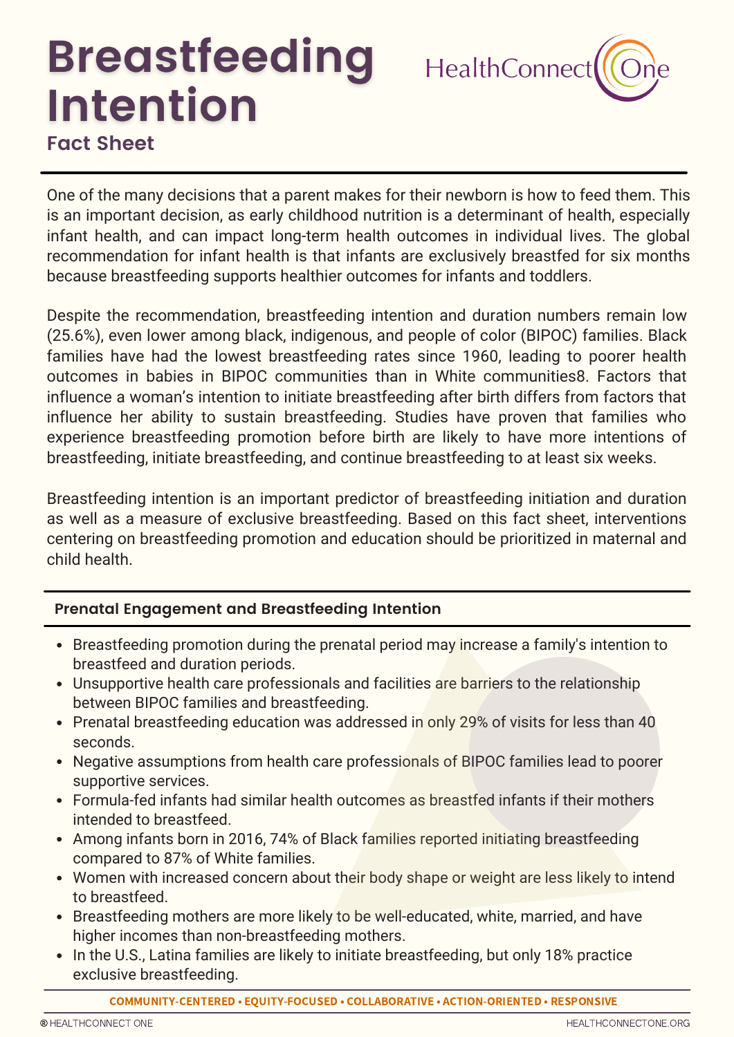# Breastfeeding Intention

## Fact Sheet

One of the many decisions that a parent makes for their newborn is how to feed them. This is an important decision, as early childhood nutrition is a determinant of health, especially infant health, and can impact long-term health outcomes in individual lives. The global recommendation for infant health is that infants are exclusively breastfed for six months because breastfeeding supports healthier outcomes for infants and toddlers.

Despite the recommendation, breastfeeding intention and duration numbers remain low (25.6%), even lower among black, indigenous, and people of color (BIPOC) families. Black families have had the lowest breastfeeding rates since 1960, leading to poorer health outcomes in babies in BIPOC communities than in White communities8. Factors that influence a woman's intention to initiate breastfeeding after birth differs from factors that influence her ability to sustain breastfeeding. Studies have proven that families who experience breastfeeding promotion before birth are likely to have more intentions of breastfeeding, initiate breastfeeding, and continue breastfeeding to at least six weeks.

Breastfeeding intention is an important predictor of breastfeeding initiation and duration as well as a measure of exclusive breastfeeding. Based on this fact sheet, interventions centering on breastfeeding promotion and education should be prioritized in maternal and child health.

### Prenatal Engagement and Breastfeeding Intention

- Breastfeeding promotion during the prenatal period may increase a family's intention to breastfeed and duration periods.
- Unsupportive health care professionals and facilities are barriers to the relationship between BIPOC families and breastfeeding.
- Prenatal breastfeeding education was addressed in only 29% of visits for less than 40 seconds.
- Negative assumptions from health care professionals of BIPOC families lead to poorer supportive services.
- Formula-fed infants had similar health outcomes as breastfed infants if their mothers intended to breastfeed.
- Among infants born in 2016, 74% of Black families reported initiating breastfeeding compared to 87% of White families.
- Women with increased concern about their body shape or weight are less likely to intend to breastfeed.
- Breastfeeding mothers are more likely to be well-educated, white, married, and have higher incomes than non-breastfeeding mothers.
- In the U.S., Latina families are likely to initiate breastfeeding, but only 18% practice exclusive breastfeeding.

COMMUNITY-CENTERED • EQUITY-FOCUSED • COLLABORATIVE • ACTION-ORIENTED • RESPONSIVE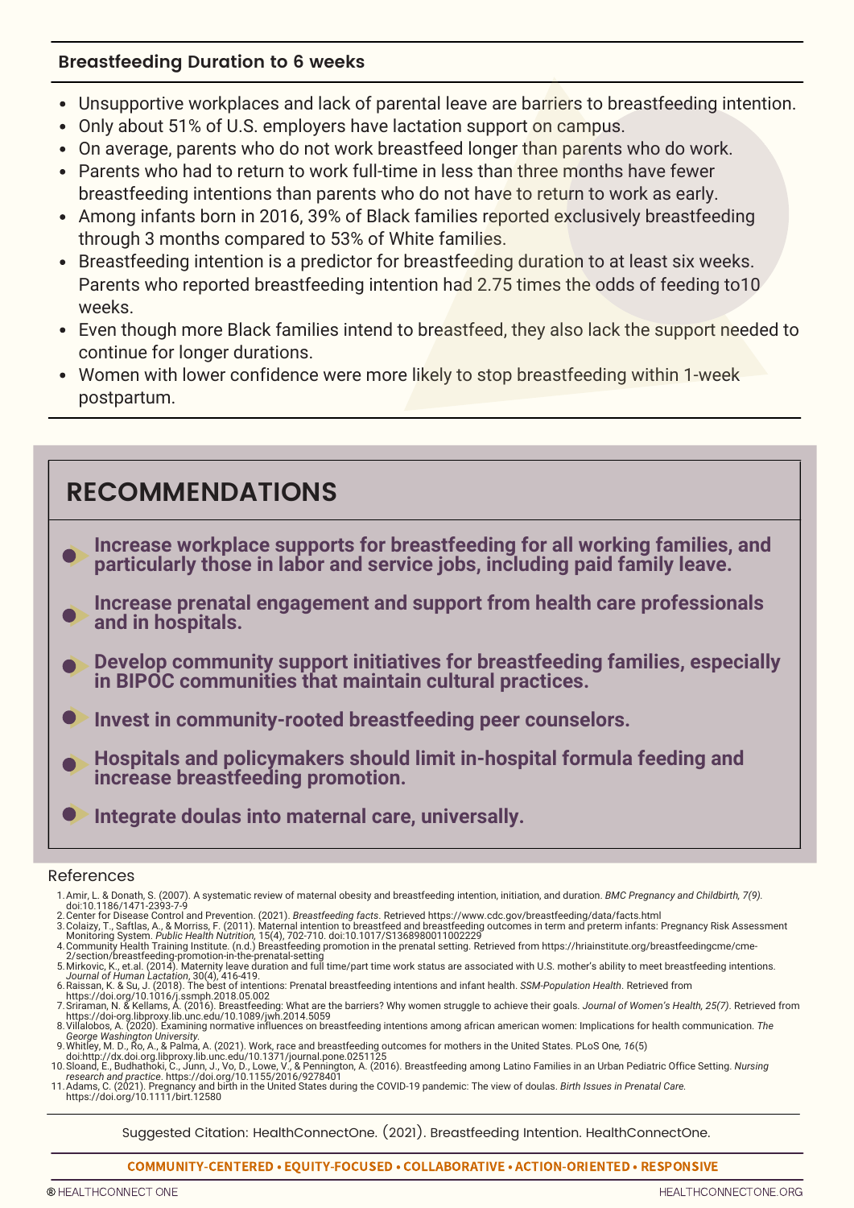### Breastfeeding Duration to 6 weeks

- Unsupportive workplaces and lack of parental leave are barriers to breastfeeding intention.
- Only about 51% of U.S. employers have lactation support on campus.
- On average, parents who do not work breastfeed longer than parents who do work.
- Parents who had to return to work full-time in less than three months have fewer breastfeeding intentions than parents who do not have to return to work as early.
- Among infants born in 2016, 39% of Black families reported exclusively breastfeeding through 3 months compared to 53% of White families.
- Breastfeeding intention is a predictor for breastfeeding duration to at least six weeks. Parents who reported breastfeeding intention had 2.75 times the odds of feeding to10 weeks.
- Even though more Black families intend to breastfeed, they also lack the support needed to continue for longer durations.
- Women with lower confidence were more likely to stop breastfeeding within 1-week postpartum.

## RECOMMENDATIONS

- **Increase workplace supports for breastfeeding for all working families, and particularly those in labor and service jobs, including paid family leave.**
- **Increase prenatal engagement and support from health care professionals and in hospitals.**
- **Develop community support initiatives for breastfeeding families, especially in BIPOC communities that maintain cultural practices.**
- **Invest in community-rooted breastfeeding peer counselors.**
- **Hospitals and policymakers should limit in-hospital formula feeding and increase breastfeeding promotion.**
- **Integrate doulas into maternal care, universally.**

References

1. Amir, L. & Donath, S. (2007). A systematic review of maternal obesity and breastfeeding intention, initiation, and duration. *BMC Pregnancy and Childbirth, 7(9).* doi:10.1186/1471-2393-7-9
2. Center for Disease Control and Prevention. (2021). *Breastfeeding facts*. Retrieved https://www.cdc.gov/breastfeeding/data/facts.html
3. Colaizy, T., Saftlas, A., & Morriss, F. (2011). Maternal intention to breastfeed and breastfeeding outcomes in term and preterm infants: Pregnancy Risk Assessment Monitoring System. *Public Health Nutrition,* 15(4), 702-710. doi:10.1017/S1368980011002229
4. Community Health Training Institute. (n.d.) Breastfeeding promotion in the prenatal setting. Retrieved from https://hriainstitute.org/breastfeedingcme/cme-2/section/breastfeeding-promotion-in-the-prenatal-setting
5. Mirkovic, K., et.al. (2014). Maternity leave duration and full time/part time work status are associated with U.S. mother's ability to meet breastfeeding intentions. *Journal of Human Lactation*, 30(4), 416-419.
6. Raissan, K. & Su, J. (2018). The best of intentions: Prenatal breastfeeding intentions and infant health. *SSM-Population Health*. Retrieved from https://doi.org/10.1016/j.ssmph.2018.05.002
7. Sriraman, N. & Kellams, A. (2016). Breastfeeding: What are the barriers? Why women struggle to achieve their goals. *Journal of Women's Health, 25(7)*. Retrieved from https://doi-org.libproxy.lib.unc.edu/10.1089/jwh.2014.5059
8. Villalobos, A. (2020). Examining normative influences on breastfeeding intentions among african american women: Implications for health communication. *The George Washington University.*
9. Whitley, M. D., Ro, A., & Palma, A. (2021). Work, race and breastfeeding outcomes for mothers in the United States. PLoS One, *16*(5) doi:http://dx.doi.org.libproxy.lib.unc.edu/10.1371/journal.pone.0251125
10. Sloand, E., Budhathoki, C., Junn, J., Vo, D., Lowe, V., & Pennington, A. (2016). Breastfeeding among Latino Families in an Urban Pediatric Office Setting. *Nursing research and practice*. https://doi.org/10.1155/2016/9278401
11. Adams, C. (2021). Pregnancy and birth in the United States during the COVID-19 pandemic: The view of doulas. *Birth Issues in Prenatal Care.* https://doi.org/10.1111/birt.12580

Suggested Citation: HealthConnectOne. (2021). Breastfeeding Intention. HealthConnectOne.

COMMUNITY-CENTERED • EQUITY-FOCUSED • COLLABORATIVE • ACTION-ORIENTED • RESPONSIVE